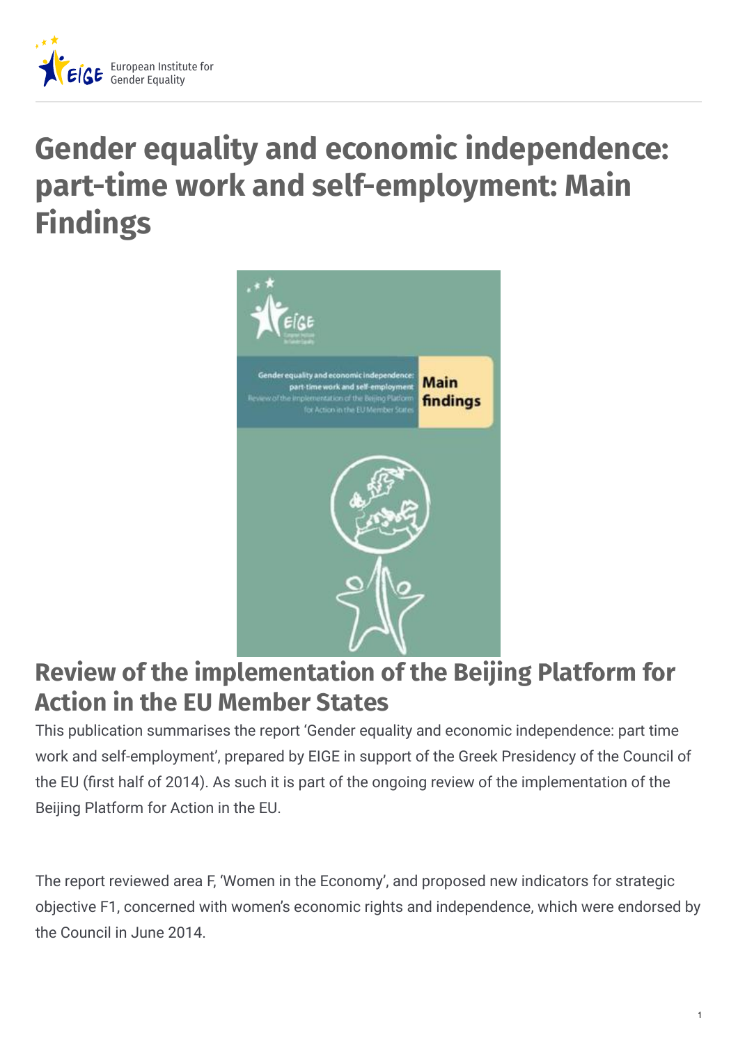# Gender equality and economic independence: part-time work and self-employment: Main Findings

## Review of the implementation of the Beijing Platform for Action in the EU Member States

This publication summarises the report 'Gender equality and economic independence: part time work and self-employment', prepared by EIGE in support of the Greek Presidency of the Council of the EU (first half of 2014). As such it is part of the ongoing review of the implementation of the Beijing Platform for Action in the EU.

The report reviewed area F, 'Women in the Economy', and proposed new indicators for strategic objective F1, concerned with women's economic rights and independence, which were endorsed by the Council in June 2014.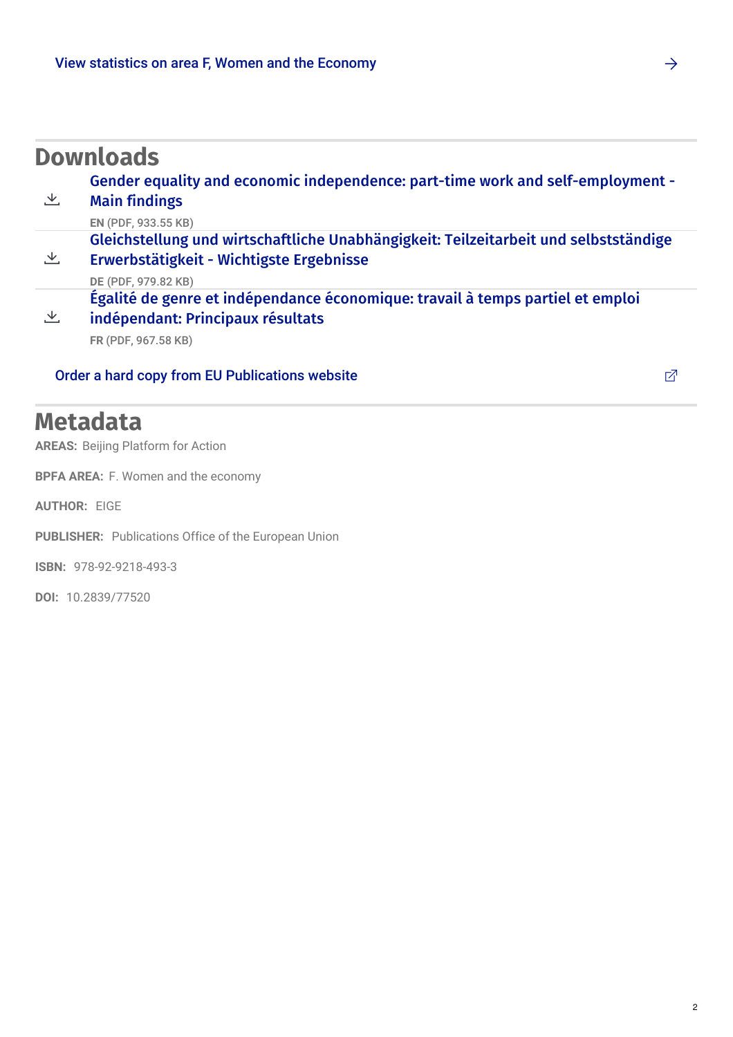View statistics on area F, Women and the Economy →

## Downloads

Gender equality and economic independence: part-time work and self-employment - Main findings

**EN** (PDF, 933.55 KB)

Gleichstellung und wirtschaftliche Unabhängigkeit: Teilzeitarbeit und selbstständige Erwerbstätigkeit - Wichtigste Ergebnisse

**DE** (PDF, 979.82 KB)

Égalité de genre et indépendance économique: travail à temps partiel et emploi indépendant: Principaux résultats

**FR** (PDF, 967.58 KB)

Order a hard copy from EU Publications website

## Metadata

**AREAS:** Beijing Platform for Action

**BPFA AREA:** F. Women and the economy

**AUTHOR:** EIGE

**PUBLISHER:** Publications Office of the European Union

**ISBN:** 978-92-9218-493-3

**DOI:** 10.2839/77520